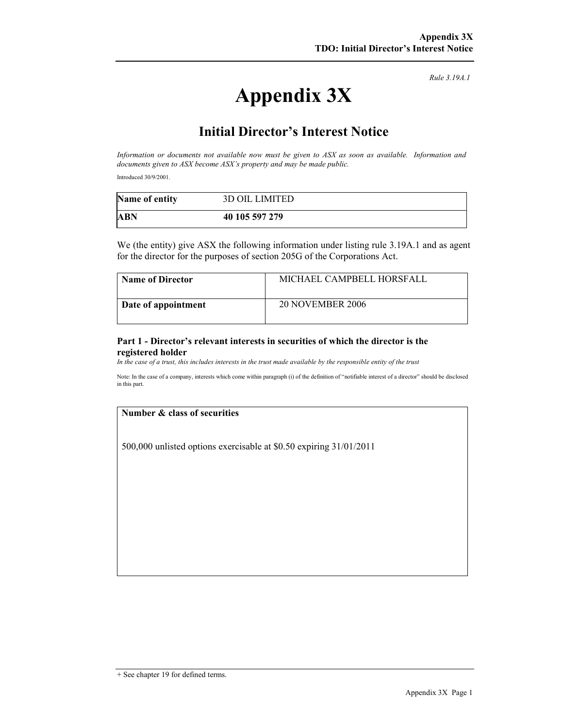*Rule 3.19A.1*

# Appendix 3X

## Initial Director's Interest Notice

*Information or documents not available now must be given to ASX as soon as available. Information and documents given to ASX become ASX's property and may be made public.*

Introduced 30/9/2001.

| **Name of entity** | 3D OIL LIMITED |
|---|---|
| **ABN** | **40 105 597 279** |

We (the entity) give ASX the following information under listing rule 3.19A.1 and as agent for the director for the purposes of section 205G of the Corporations Act.

| **Name of Director** | MICHAEL CAMPBELL HORSFALL |
|---|---|
| **Date of appointment** | 20 NOVEMBER 2006 |

### Part 1 - Director's relevant interests in securities of which the director is the registered holder

*In the case of a trust, this includes interests in the trust made available by the responsible entity of the trust*

Note: In the case of a company, interests which come within paragraph (i) of the definition of "notifiable interest of a director" should be disclosed in this part.

| **Number & class of securities** |
|---|
| 500,000 unlisted options exercisable at $0.50 expiring 31/01/2011 |

+ See chapter 19 for defined terms.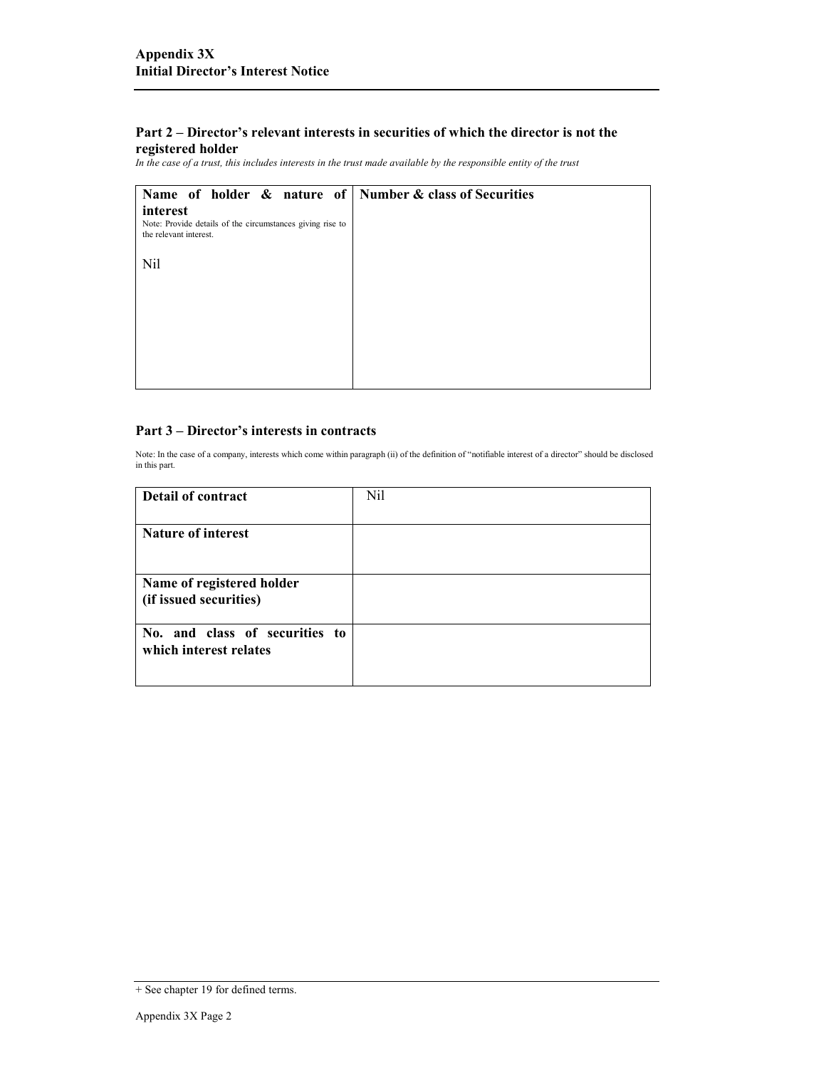## Part 2 – Director's relevant interests in securities of which the director is not the registered holder

*In the case of a trust, this includes interests in the trust made available by the responsible entity of the trust*

| **Name of holder & nature of interest**<br>Note: Provide details of the circumstances giving rise to the relevant interest. | **Number & class of Securities** |
|---|---|
| Nil | |

## Part 3 – Director's interests in contracts

Note: In the case of a company, interests which come within paragraph (ii) of the definition of "notifiable interest of a director" should be disclosed in this part.

| | |
|---|---|
| **Detail of contract** | Nil |
| **Nature of interest** | |
| **Name of registered holder (if issued securities)** | |
| **No. and class of securities to which interest relates** | |

+ See chapter 19 for defined terms.